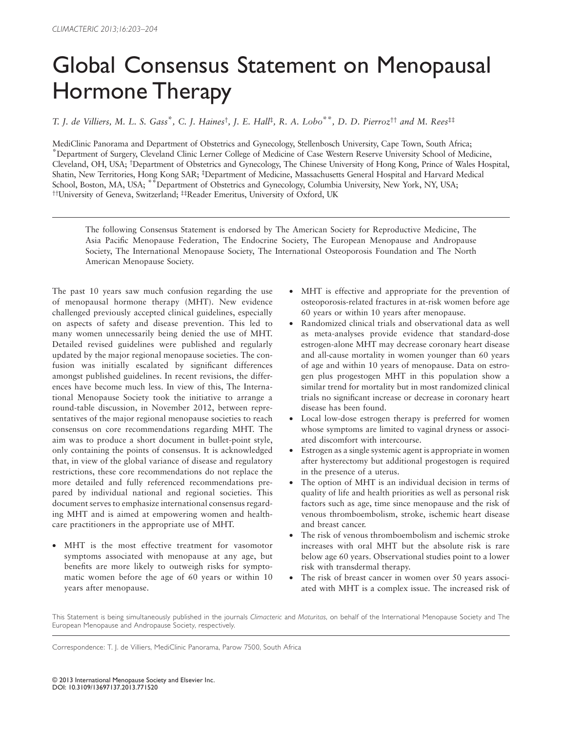// Global Consensus Statement on Menopausal Hormone Therapy

T. J. de Villiers, M. L. S. Gass[*], C. J. Haines[†], J. E. Hall[‡], R. A. Lobo[**], D. D. Pierroz[††] and M. Rees[‡‡]

MediClinic Panorama and Department of Obstetrics and Gynecology, Stellenbosch University, Cape Town, South Africa; [*]Department of Surgery, Cleveland Clinic Lerner College of Medicine of Case Western Reserve University School of Medicine, Cleveland, OH, USA; [†]Department of Obstetrics and Gynecology, The Chinese University of Hong Kong, Prince of Wales Hospital, Shatin, New Territories, Hong Kong SAR; [‡]Department of Medicine, Massachusetts General Hospital and Harvard Medical School, Boston, MA, USA; [**]Department of Obstetrics and Gynecology, Columbia University, New York, NY, USA; [††]University of Geneva, Switzerland; [‡‡]Reader Emeritus, University of Oxford, UK

The following Consensus Statement is endorsed by The American Society for Reproductive Medicine, The Asia Pacific Menopause Federation, The Endocrine Society, The European Menopause and Andropause Society, The International Menopause Society, The International Osteoporosis Foundation and The North American Menopause Society.

The past 10 years saw much confusion regarding the use of menopausal hormone therapy (MHT). New evidence challenged previously accepted clinical guidelines, especially on aspects of safety and disease prevention. This led to many women unnecessarily being denied the use of MHT. Detailed revised guidelines were published and regularly updated by the major regional menopause societies. The confusion was initially escalated by significant differences amongst published guidelines. In recent revisions, the differences have become much less. In view of this, The International Menopause Society took the initiative to arrange a round-table discussion, in November 2012, between representatives of the major regional menopause societies to reach consensus on core recommendations regarding MHT. The aim was to produce a short document in bullet-point style, only containing the points of consensus. It is acknowledged that, in view of the global variance of disease and regulatory restrictions, these core recommendations do not replace the more detailed and fully referenced recommendations prepared by individual national and regional societies. This document serves to emphasize international consensus regarding MHT and is aimed at empowering women and health-care practitioners in the appropriate use of MHT.

- MHT is the most effective treatment for vasomotor symptoms associated with menopause at any age, but benefits are more likely to outweigh risks for symptomatic women before the age of 60 years or within 10 years after menopause.
- MHT is effective and appropriate for the prevention of osteoporosis-related fractures in at-risk women before age 60 years or within 10 years after menopause.
- Randomized clinical trials and observational data as well as meta-analyses provide evidence that standard-dose estrogen-alone MHT may decrease coronary heart disease and all-cause mortality in women younger than 60 years of age and within 10 years of menopause. Data on estrogen plus progestogen MHT in this population show a similar trend for mortality but in most randomized clinical trials no significant increase or decrease in coronary heart disease has been found.
- Local low-dose estrogen therapy is preferred for women whose symptoms are limited to vaginal dryness or associated discomfort with intercourse.
- Estrogen as a single systemic agent is appropriate in women after hysterectomy but additional progestogen is required in the presence of a uterus.
- The option of MHT is an individual decision in terms of quality of life and health priorities as well as personal risk factors such as age, time since menopause and the risk of venous thromboembolism, stroke, ischemic heart disease and breast cancer.
- The risk of venous thromboembolism and ischemic stroke increases with oral MHT but the absolute risk is rare below age 60 years. Observational studies point to a lower risk with transdermal therapy.
- The risk of breast cancer in women over 50 years associated with MHT is a complex issue. The increased risk of

This Statement is being simultaneously published in the journals *Climacteric* and *Maturitas*, on behalf of the International Menopause Society and The European Menopause and Andropause Society, respectively.

Correspondence: T. J. de Villiers, MediClinic Panorama, Parow 7500, South Africa

© 2013 International Menopause Society and Elsevier Inc.
DOI: 10.3109/13697137.2013.771520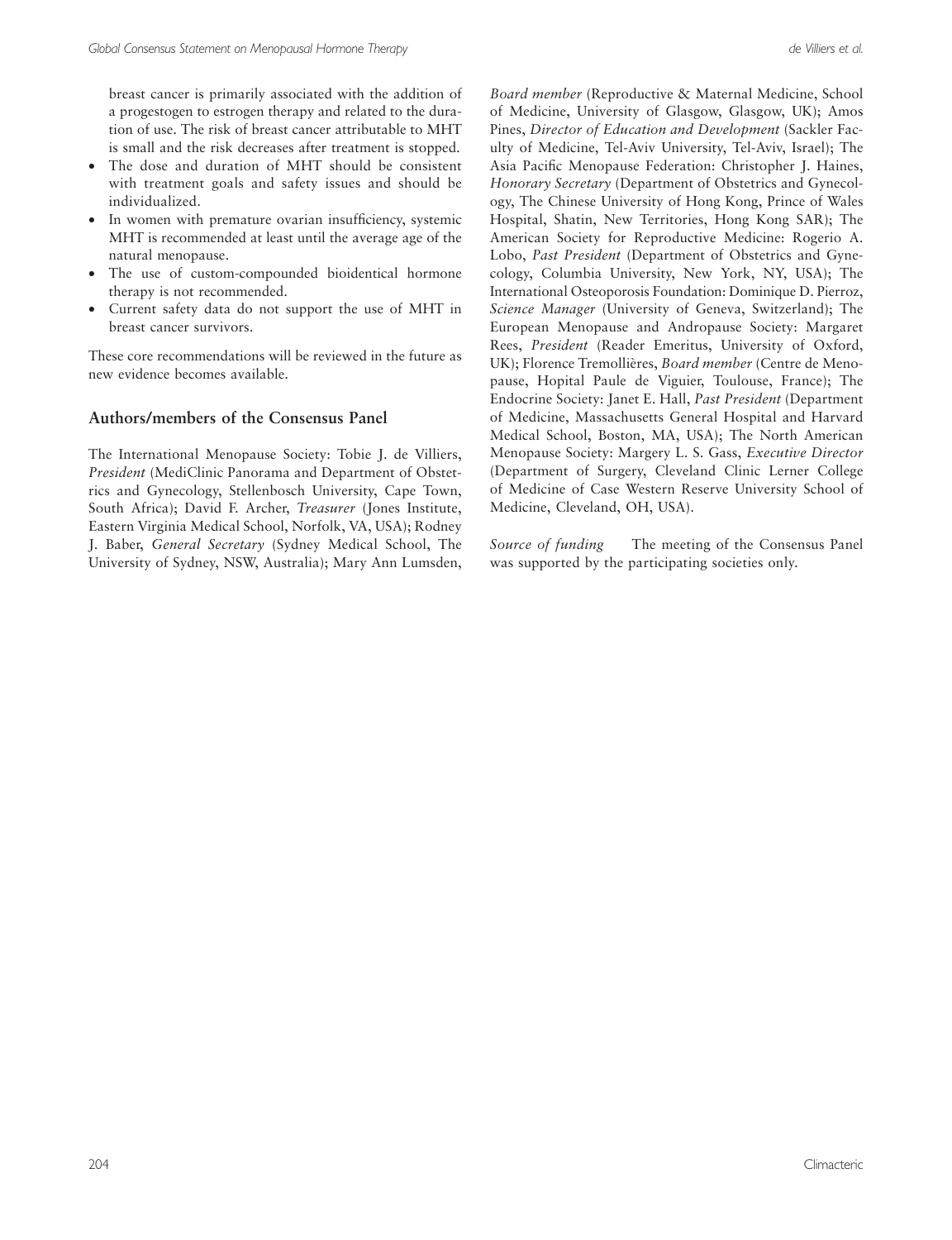breast cancer is primarily associated with the addition of a progestogen to estrogen therapy and related to the duration of use. The risk of breast cancer attributable to MHT is small and the risk decreases after treatment is stopped.

- The dose and duration of MHT should be consistent with treatment goals and safety issues and should be individualized.
- In women with premature ovarian insufficiency, systemic MHT is recommended at least until the average age of the natural menopause.
- The use of custom-compounded bioidentical hormone therapy is not recommended.
- Current safety data do not support the use of MHT in breast cancer survivors.

These core recommendations will be reviewed in the future as new evidence becomes available.

## Authors/members of the Consensus Panel

The International Menopause Society: Tobie J. de Villiers, *President* (MediClinic Panorama and Department of Obstetrics and Gynecology, Stellenbosch University, Cape Town, South Africa); David F. Archer, *Treasurer* (Jones Institute, Eastern Virginia Medical School, Norfolk, VA, USA); Rodney J. Baber, *General Secretary* (Sydney Medical School, The University of Sydney, NSW, Australia); Mary Ann Lumsden, *Board member* (Reproductive & Maternal Medicine, School of Medicine, University of Glasgow, Glasgow, UK); Amos Pines, *Director of Education and Development* (Sackler Faculty of Medicine, Tel-Aviv University, Tel-Aviv, Israel); The Asia Pacific Menopause Federation: Christopher J. Haines, *Honorary Secretary* (Department of Obstetrics and Gynecology, The Chinese University of Hong Kong, Prince of Wales Hospital, Shatin, New Territories, Hong Kong SAR); The American Society for Reproductive Medicine: Rogerio A. Lobo, *Past President* (Department of Obstetrics and Gynecology, Columbia University, New York, NY, USA); The International Osteoporosis Foundation: Dominique D. Pierroz, *Science Manager* (University of Geneva, Switzerland); The European Menopause and Andropause Society: Margaret Rees, *President* (Reader Emeritus, University of Oxford, UK); Florence Tremollières, *Board member* (Centre de Menopause, Hopital Paule de Viguier, Toulouse, France); The Endocrine Society: Janet E. Hall, *Past President* (Department of Medicine, Massachusetts General Hospital and Harvard Medical School, Boston, MA, USA); The North American Menopause Society: Margery L. S. Gass, *Executive Director* (Department of Surgery, Cleveland Clinic Lerner College of Medicine of Case Western Reserve University School of Medicine, Cleveland, OH, USA).

*Source of funding* The meeting of the Consensus Panel was supported by the participating societies only.